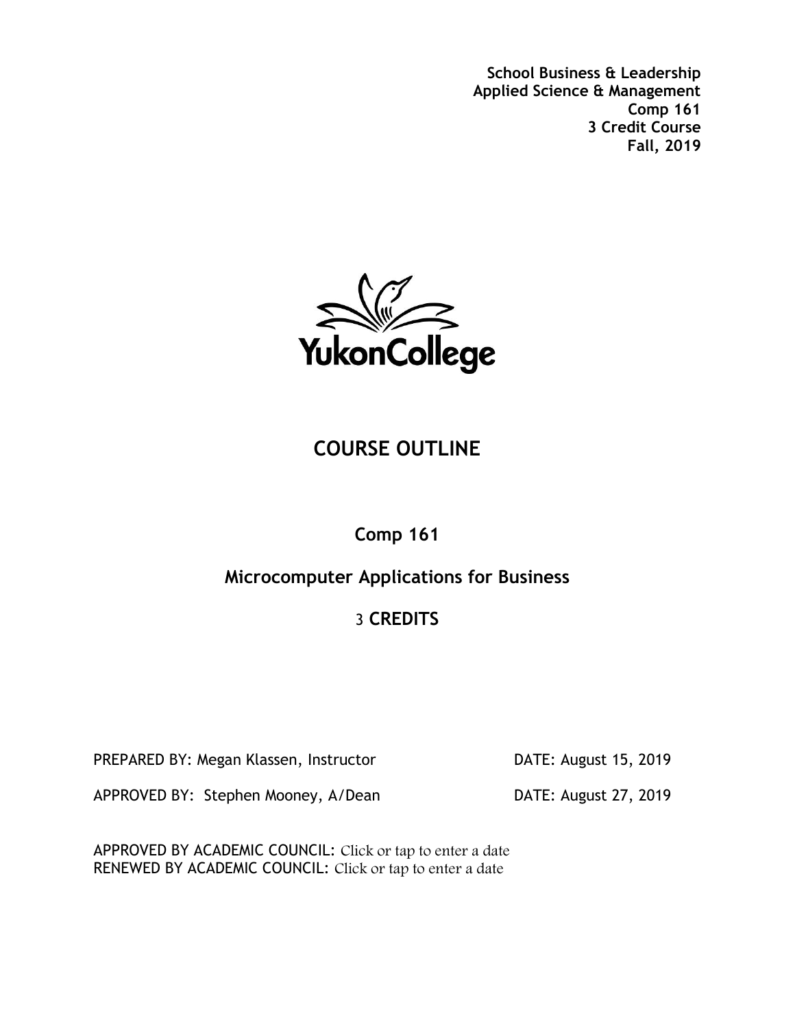**School Business & Leadership**
**Applied Science & Management**
**Comp 161**
**3 Credit Course**
**Fall, 2019**

YukonCollege

# COURSE OUTLINE

## Comp 161

## Microcomputer Applications for Business

## 3 CREDITS

PREPARED BY: Megan Klassen, Instructor — DATE: August 15, 2019

APPROVED BY: Stephen Mooney, A/Dean — DATE: August 27, 2019

APPROVED BY ACADEMIC COUNCIL: Click or tap to enter a date
RENEWED BY ACADEMIC COUNCIL: Click or tap to enter a date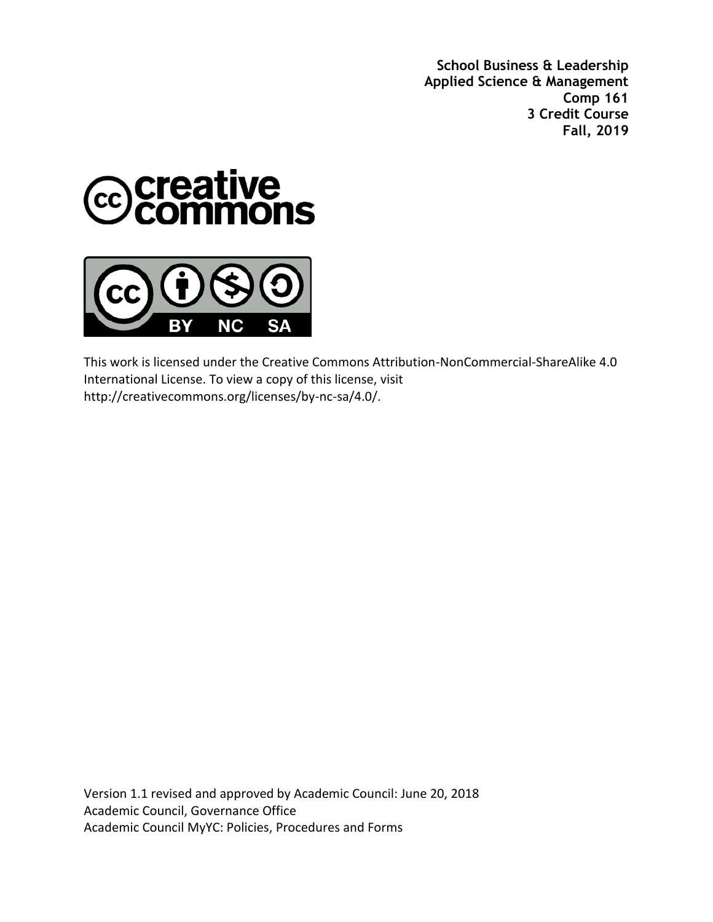**School Business & Leadership**
**Applied Science & Management**
**Comp 161**
**3 Credit Course**
**Fall, 2019**

This work is licensed under the Creative Commons Attribution-NonCommercial-ShareAlike 4.0 International License. To view a copy of this license, visit http://creativecommons.org/licenses/by-nc-sa/4.0/.

Version 1.1 revised and approved by Academic Council: June 20, 2018
Academic Council, Governance Office
Academic Council MyYC: Policies, Procedures and Forms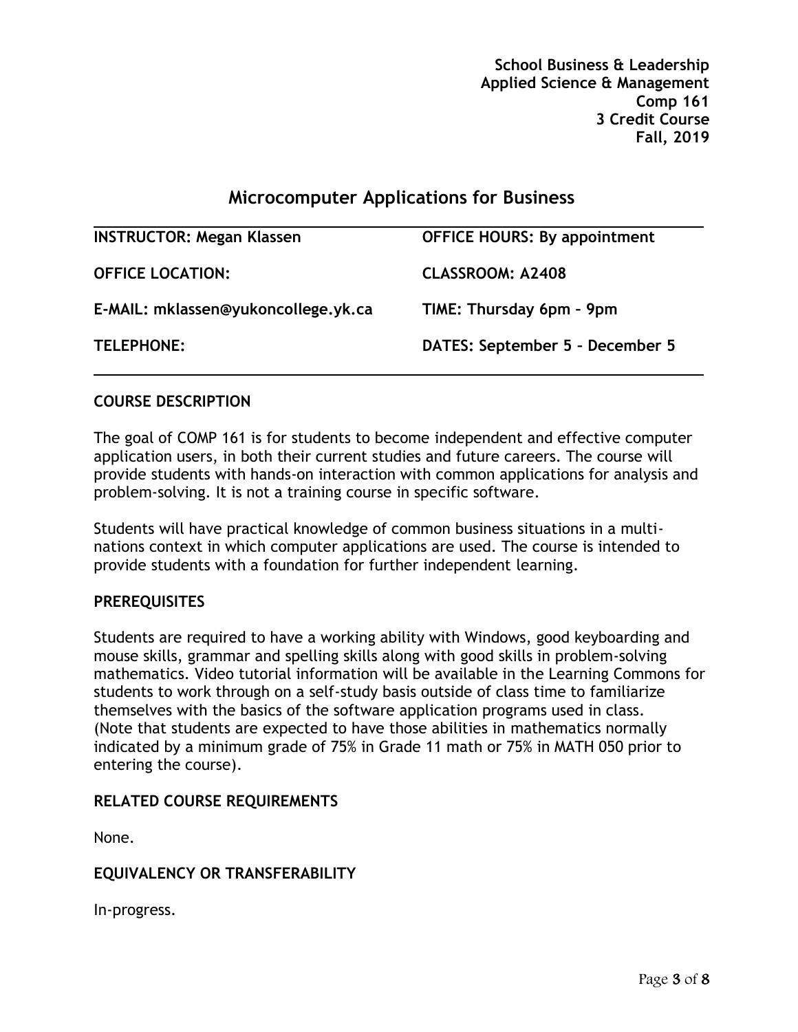**School Business & Leadership**
**Applied Science & Management**
**Comp 161**
**3 Credit Course**
**Fall, 2019**

# Microcomputer Applications for Business

| | |
|---|---|
| **INSTRUCTOR: Megan Klassen** | **OFFICE HOURS: By appointment** |
| **OFFICE LOCATION:** | **CLASSROOM: A2408** |
| **E-MAIL: mklassen@yukoncollege.yk.ca** | **TIME: Thursday 6pm – 9pm** |
| **TELEPHONE:** | **DATES: September 5 – December 5** |

## COURSE DESCRIPTION

The goal of COMP 161 is for students to become independent and effective computer application users, in both their current studies and future careers. The course will provide students with hands-on interaction with common applications for analysis and problem-solving. It is not a training course in specific software.

Students will have practical knowledge of common business situations in a multi-nations context in which computer applications are used. The course is intended to provide students with a foundation for further independent learning.

## PREREQUISITES

Students are required to have a working ability with Windows, good keyboarding and mouse skills, grammar and spelling skills along with good skills in problem-solving mathematics. Video tutorial information will be available in the Learning Commons for students to work through on a self-study basis outside of class time to familiarize themselves with the basics of the software application programs used in class. (Note that students are expected to have those abilities in mathematics normally indicated by a minimum grade of 75% in Grade 11 math or 75% in MATH 050 prior to entering the course).

## RELATED COURSE REQUIREMENTS

None.

## EQUIVALENCY OR TRANSFERABILITY

In-progress.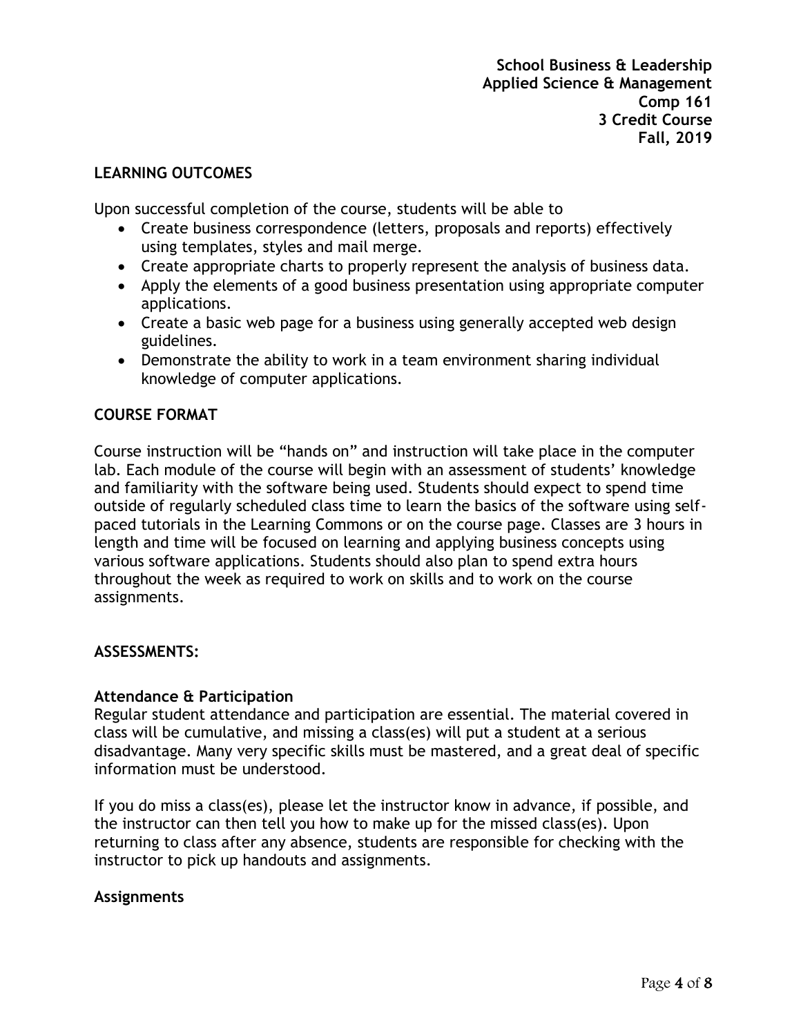**School Business & Leadership**
**Applied Science & Management**
**Comp 161**
**3 Credit Course**
**Fall, 2019**

## LEARNING OUTCOMES

Upon successful completion of the course, students will be able to

- Create business correspondence (letters, proposals and reports) effectively using templates, styles and mail merge.
- Create appropriate charts to properly represent the analysis of business data.
- Apply the elements of a good business presentation using appropriate computer applications.
- Create a basic web page for a business using generally accepted web design guidelines.
- Demonstrate the ability to work in a team environment sharing individual knowledge of computer applications.

## COURSE FORMAT

Course instruction will be "hands on" and instruction will take place in the computer lab. Each module of the course will begin with an assessment of students' knowledge and familiarity with the software being used. Students should expect to spend time outside of regularly scheduled class time to learn the basics of the software using self-paced tutorials in the Learning Commons or on the course page. Classes are 3 hours in length and time will be focused on learning and applying business concepts using various software applications. Students should also plan to spend extra hours throughout the week as required to work on skills and to work on the course assignments.

## ASSESSMENTS:

### Attendance & Participation

Regular student attendance and participation are essential. The material covered in class will be cumulative, and missing a class(es) will put a student at a serious disadvantage. Many very specific skills must be mastered, and a great deal of specific information must be understood.

If you do miss a class(es), please let the instructor know in advance, if possible, and the instructor can then tell you how to make up for the missed class(es). Upon returning to class after any absence, students are responsible for checking with the instructor to pick up handouts and assignments.

### Assignments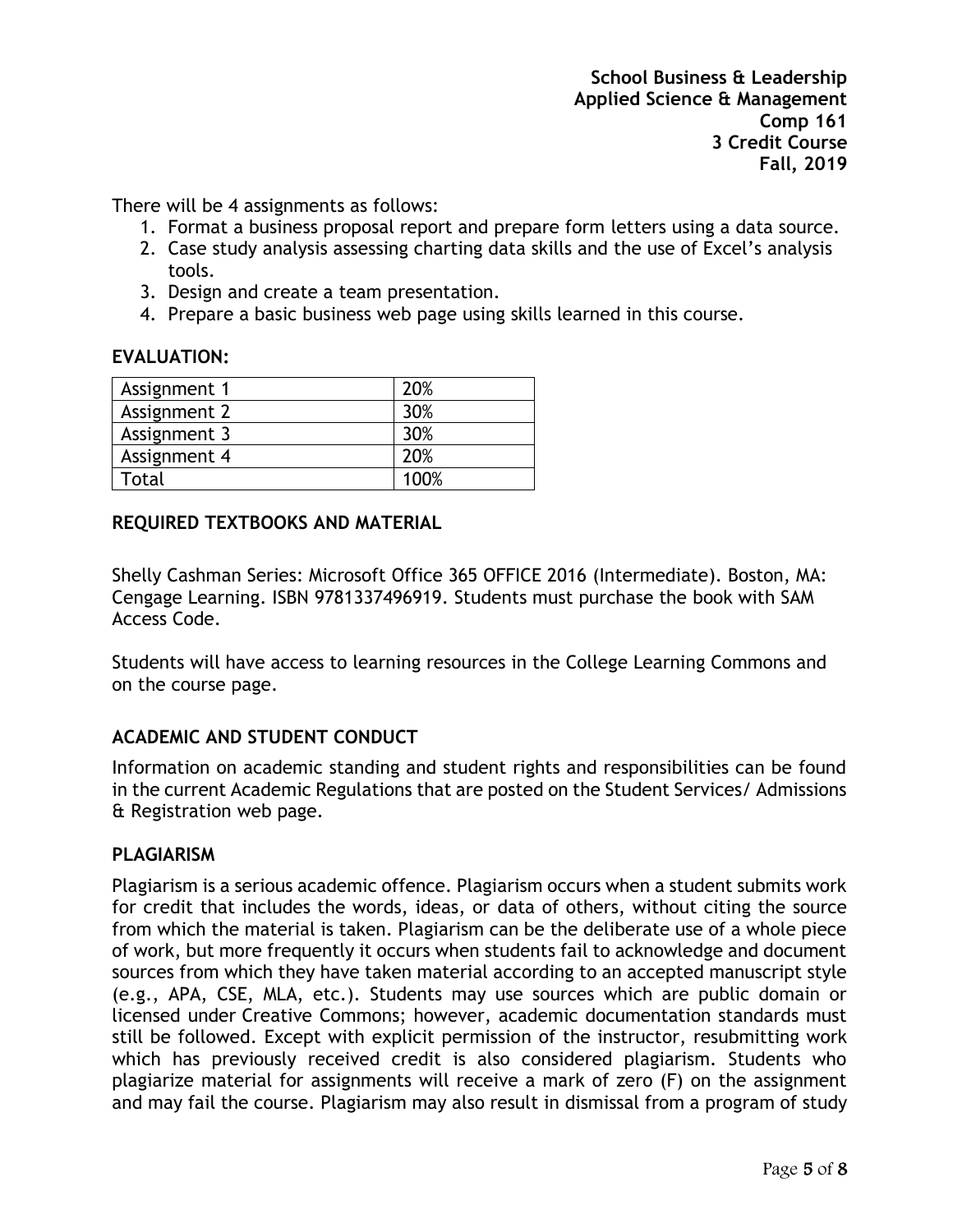There will be 4 assignments as follows:

1. Format a business proposal report and prepare form letters using a data source.
2. Case study analysis assessing charting data skills and the use of Excel's analysis tools.
3. Design and create a team presentation.
4. Prepare a basic business web page using skills learned in this course.

## EVALUATION:

| Assignment 1 | 20% |
|---|---|
| Assignment 2 | 30% |
| Assignment 3 | 30% |
| Assignment 4 | 20% |
| Total | 100% |

## REQUIRED TEXTBOOKS AND MATERIAL

Shelly Cashman Series: Microsoft Office 365 OFFICE 2016 (Intermediate). Boston, MA: Cengage Learning. ISBN 9781337496919. Students must purchase the book with SAM Access Code.

Students will have access to learning resources in the College Learning Commons and on the course page.

## ACADEMIC AND STUDENT CONDUCT

Information on academic standing and student rights and responsibilities can be found in the current Academic Regulations that are posted on the Student Services/ Admissions & Registration web page.

## PLAGIARISM

Plagiarism is a serious academic offence. Plagiarism occurs when a student submits work for credit that includes the words, ideas, or data of others, without citing the source from which the material is taken. Plagiarism can be the deliberate use of a whole piece of work, but more frequently it occurs when students fail to acknowledge and document sources from which they have taken material according to an accepted manuscript style (e.g., APA, CSE, MLA, etc.). Students may use sources which are public domain or licensed under Creative Commons; however, academic documentation standards must still be followed. Except with explicit permission of the instructor, resubmitting work which has previously received credit is also considered plagiarism. Students who plagiarize material for assignments will receive a mark of zero (F) on the assignment and may fail the course. Plagiarism may also result in dismissal from a program of study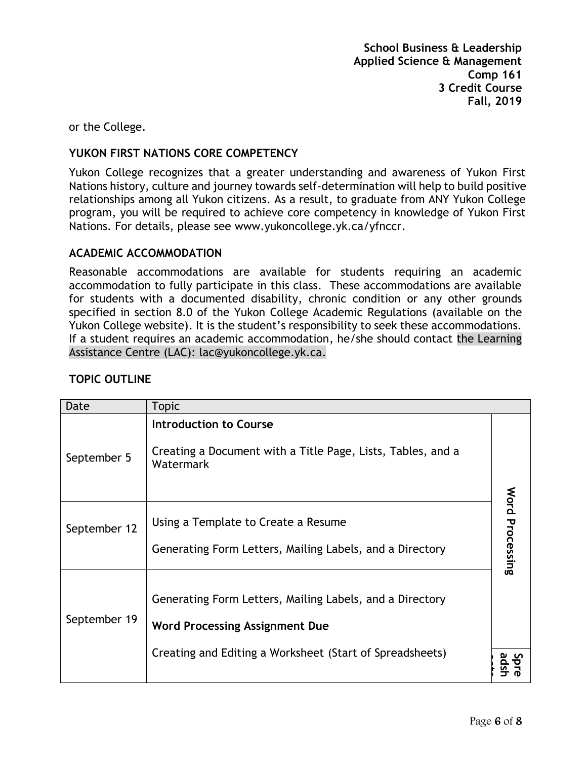or the College.

### YUKON FIRST NATIONS CORE COMPETENCY

Yukon College recognizes that a greater understanding and awareness of Yukon First Nations history, culture and journey towards self-determination will help to build positive relationships among all Yukon citizens. As a result, to graduate from ANY Yukon College program, you will be required to achieve core competency in knowledge of Yukon First Nations. For details, please see www.yukoncollege.yk.ca/yfnccr.

### ACADEMIC ACCOMMODATION

Reasonable accommodations are available for students requiring an academic accommodation to fully participate in this class. These accommodations are available for students with a documented disability, chronic condition or any other grounds specified in section 8.0 of the Yukon College Academic Regulations (available on the Yukon College website). It is the student's responsibility to seek these accommodations. If a student requires an academic accommodation, he/she should contact the Learning Assistance Centre (LAC): lac@yukoncollege.yk.ca.

### TOPIC OUTLINE

| Date | Topic | |
|---|---|---|
| September 5 | **Introduction to Course**<br><br>Creating a Document with a Title Page, Lists, Tables, and a Watermark | Word Processing |
| September 12 | Using a Template to Create a Resume<br><br>Generating Form Letters, Mailing Labels, and a Directory | |
| September 19 | Generating Form Letters, Mailing Labels, and a Directory<br><br>**Word Processing Assignment Due** | |
| | Creating and Editing a Worksheet (Start of Spreadsheets) | Spreadsheets |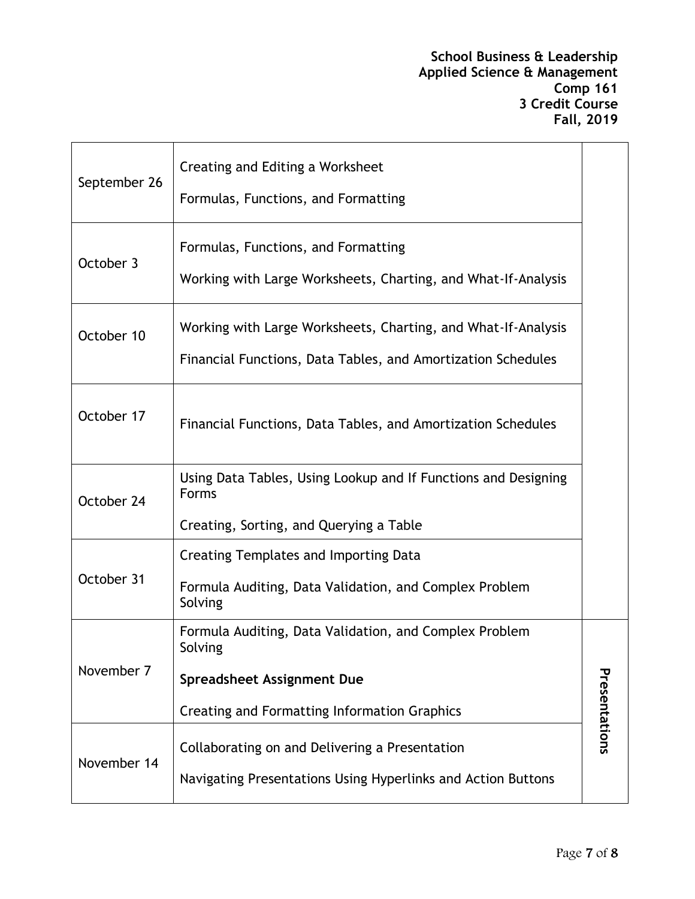| | | |
|---|---|---|
| September 26 | Creating and Editing a Worksheet<br><br>Formulas, Functions, and Formatting | |
| October 3 | Formulas, Functions, and Formatting<br><br>Working with Large Worksheets, Charting, and What-If-Analysis | |
| October 10 | Working with Large Worksheets, Charting, and What-If-Analysis<br><br>Financial Functions, Data Tables, and Amortization Schedules | |
| October 17 | Financial Functions, Data Tables, and Amortization Schedules | |
| October 24 | Using Data Tables, Using Lookup and If Functions and Designing Forms<br><br>Creating, Sorting, and Querying a Table | |
| October 31 | Creating Templates and Importing Data<br><br>Formula Auditing, Data Validation, and Complex Problem Solving | |
| November 7 | Formula Auditing, Data Validation, and Complex Problem Solving<br><br>**Spreadsheet Assignment Due**<br><br>Creating and Formatting Information Graphics | Presentations |
| November 14 | Collaborating on and Delivering a Presentation<br><br>Navigating Presentations Using Hyperlinks and Action Buttons | |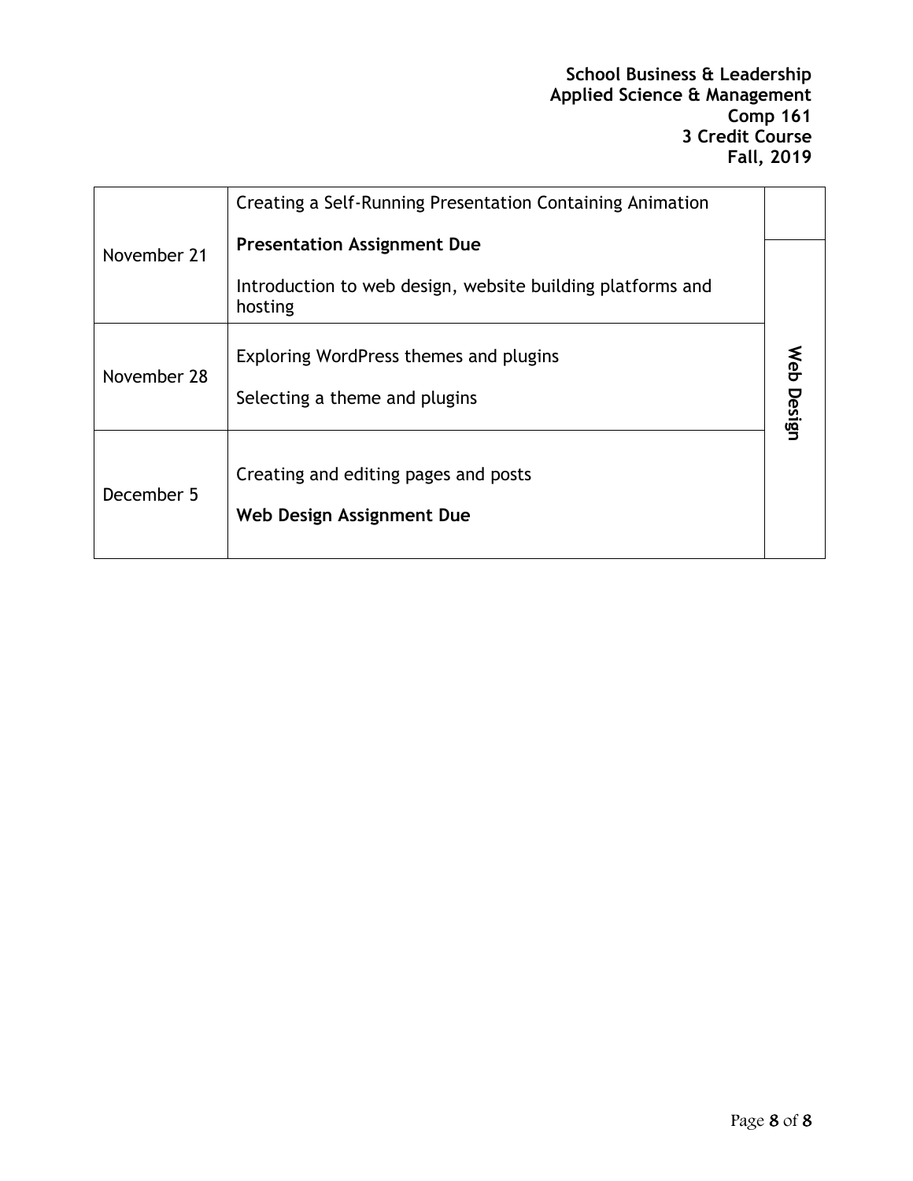| | | |
|---|---|---|
| November 21 | Creating a Self-Running Presentation Containing Animation | |
| | **Presentation Assignment Due**<br><br>Introduction to web design, website building platforms and hosting | Web Design |
| November 28 | Exploring WordPress themes and plugins<br><br>Selecting a theme and plugins | |
| December 5 | Creating and editing pages and posts<br><br>**Web Design Assignment Due** | |